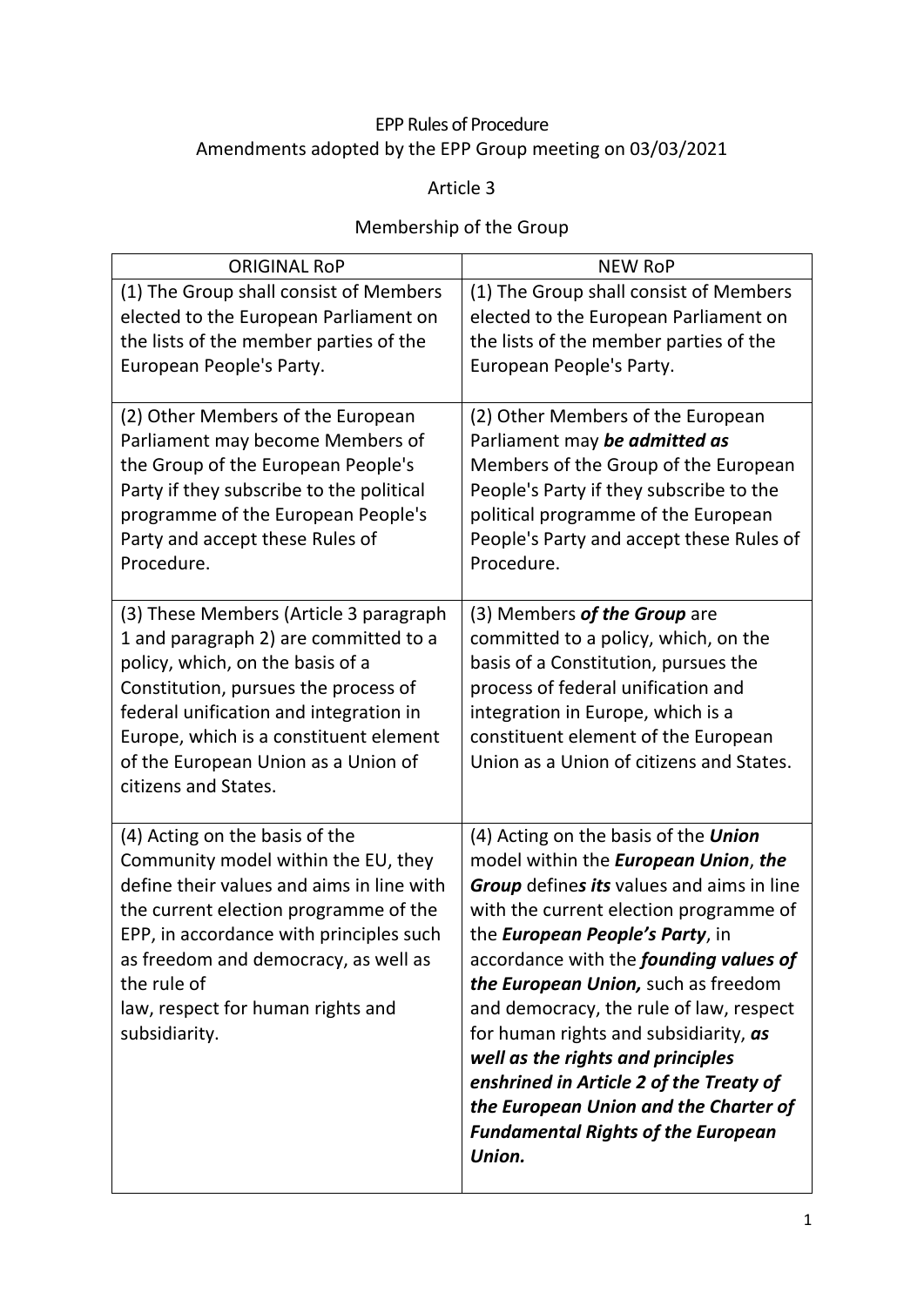# EPP Rules of Procedure

## Amendments adopted by the EPP Group meeting on 03/03/2021

### Article 3

### Membership of the Group

| ORIGINAL RoP | NEW RoP |
|---|---|
| (1) The Group shall consist of Members elected to the European Parliament on the lists of the member parties of the European People's Party. | (1) The Group shall consist of Members elected to the European Parliament on the lists of the member parties of the European People's Party. |
| (2) Other Members of the European Parliament may become Members of the Group of the European People's Party if they subscribe to the political programme of the European People's Party and accept these Rules of Procedure. | (2) Other Members of the European Parliament may ***be admitted as*** Members of the Group of the European People's Party if they subscribe to the political programme of the European People's Party and accept these Rules of Procedure. |
| (3) These Members (Article 3 paragraph 1 and paragraph 2) are committed to a policy, which, on the basis of a Constitution, pursues the process of federal unification and integration in Europe, which is a constituent element of the European Union as a Union of citizens and States. | (3) Members ***of the Group*** are committed to a policy, which, on the basis of a Constitution, pursues the process of federal unification and integration in Europe, which is a constituent element of the European Union as a Union of citizens and States. |
| (4) Acting on the basis of the Community model within the EU, they define their values and aims in line with the current election programme of the EPP, in accordance with principles such as freedom and democracy, as well as the rule of law, respect for human rights and subsidiarity. | (4) Acting on the basis of the ***Union*** model within the ***European Union***, ***the Group*** define***s*** ***its*** values and aims in line with the current election programme of the ***European People's Party***, in accordance with the ***founding values of the European Union,*** such as freedom and democracy, the rule of law, respect for human rights and subsidiarity, ***as well as the rights and principles enshrined in Article 2 of the Treaty of the European Union and the Charter of Fundamental Rights of the European Union.*** |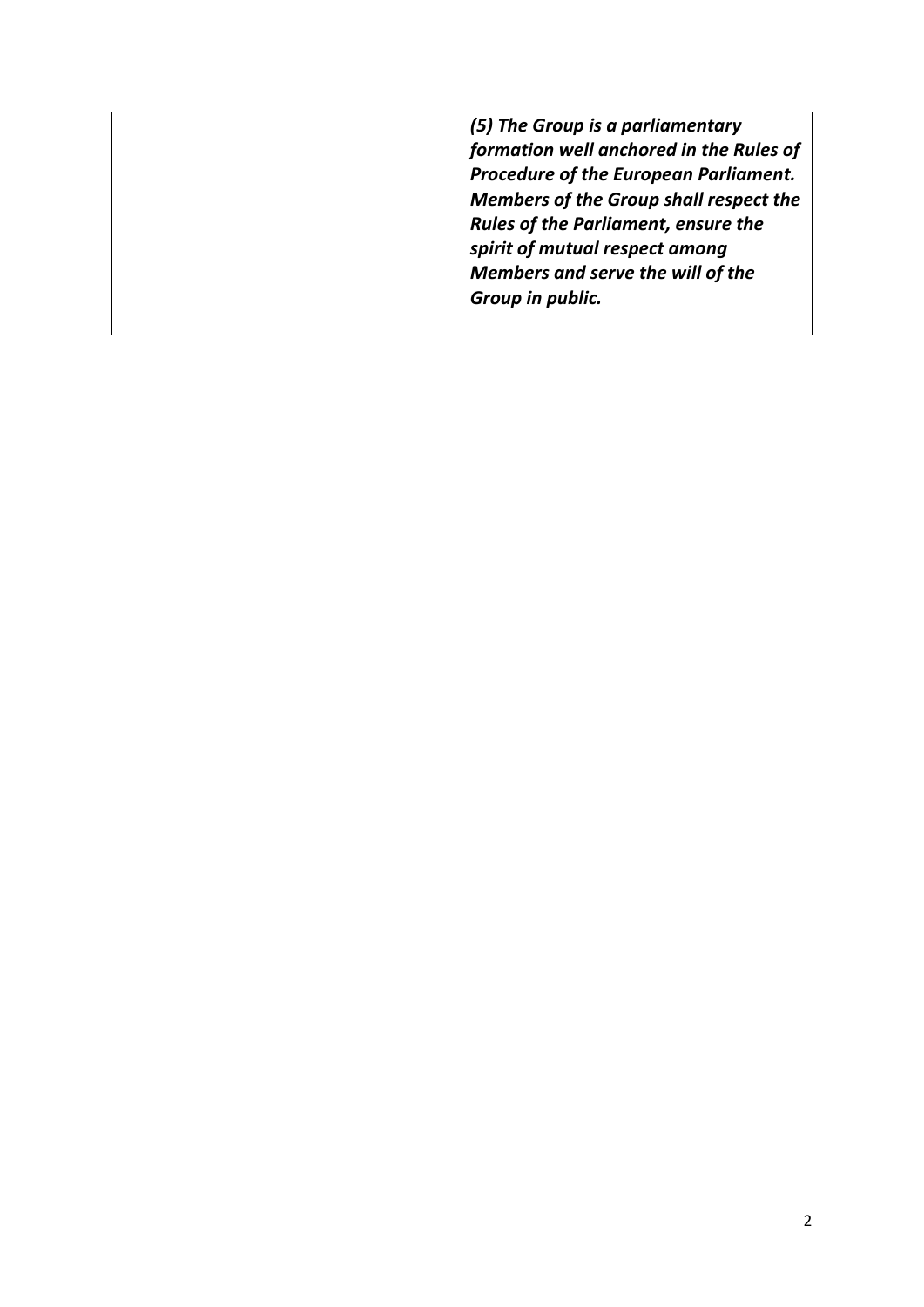| | |
|---|---|
| | ***(5) The Group is a parliamentary formation well anchored in the Rules of Procedure of the European Parliament. Members of the Group shall respect the Rules of the Parliament, ensure the spirit of mutual respect among Members and serve the will of the Group in public.*** |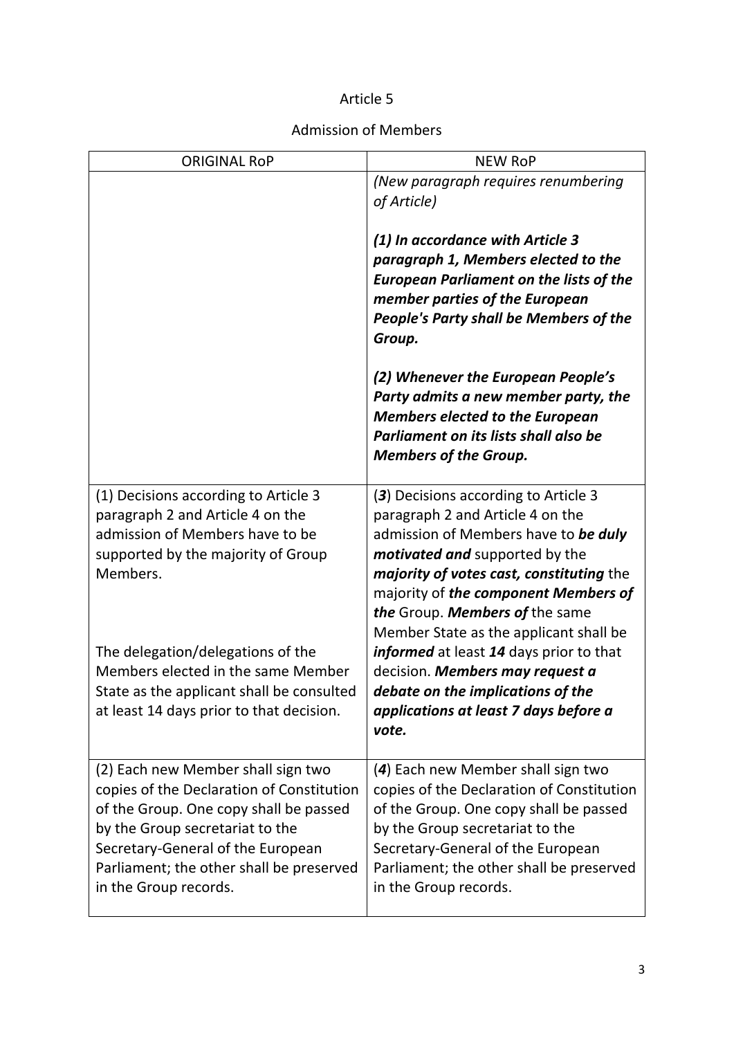Article 5

Admission of Members

| ORIGINAL RoP | NEW RoP |
|---|---|
| | *(New paragraph requires renumbering of Article)*<br><br>***(1) In accordance with Article 3 paragraph 1, Members elected to the European Parliament on the lists of the member parties of the European People's Party shall be Members of the Group.***<br><br>***(2) Whenever the European People's Party admits a new member party, the Members elected to the European Parliament on its lists shall also be Members of the Group.*** |
| (1) Decisions according to Article 3 paragraph 2 and Article 4 on the admission of Members have to be supported by the majority of Group Members.<br><br>The delegation/delegations of the Members elected in the same Member State as the applicant shall be consulted at least 14 days prior to that decision. | (***3***) Decisions according to Article 3 paragraph 2 and Article 4 on the admission of Members have to ***be duly motivated and*** supported by the ***majority of votes cast, constituting*** the majority of ***the component Members of the*** Group. ***Members of*** the same Member State as the applicant shall be ***informed*** at least ***14*** days prior to that decision. ***Members may request a debate on the implications of the applications at least 7 days before a vote.*** |
| (2) Each new Member shall sign two copies of the Declaration of Constitution of the Group. One copy shall be passed by the Group secretariat to the Secretary-General of the European Parliament; the other shall be preserved in the Group records. | (***4***) Each new Member shall sign two copies of the Declaration of Constitution of the Group. One copy shall be passed by the Group secretariat to the Secretary-General of the European Parliament; the other shall be preserved in the Group records. |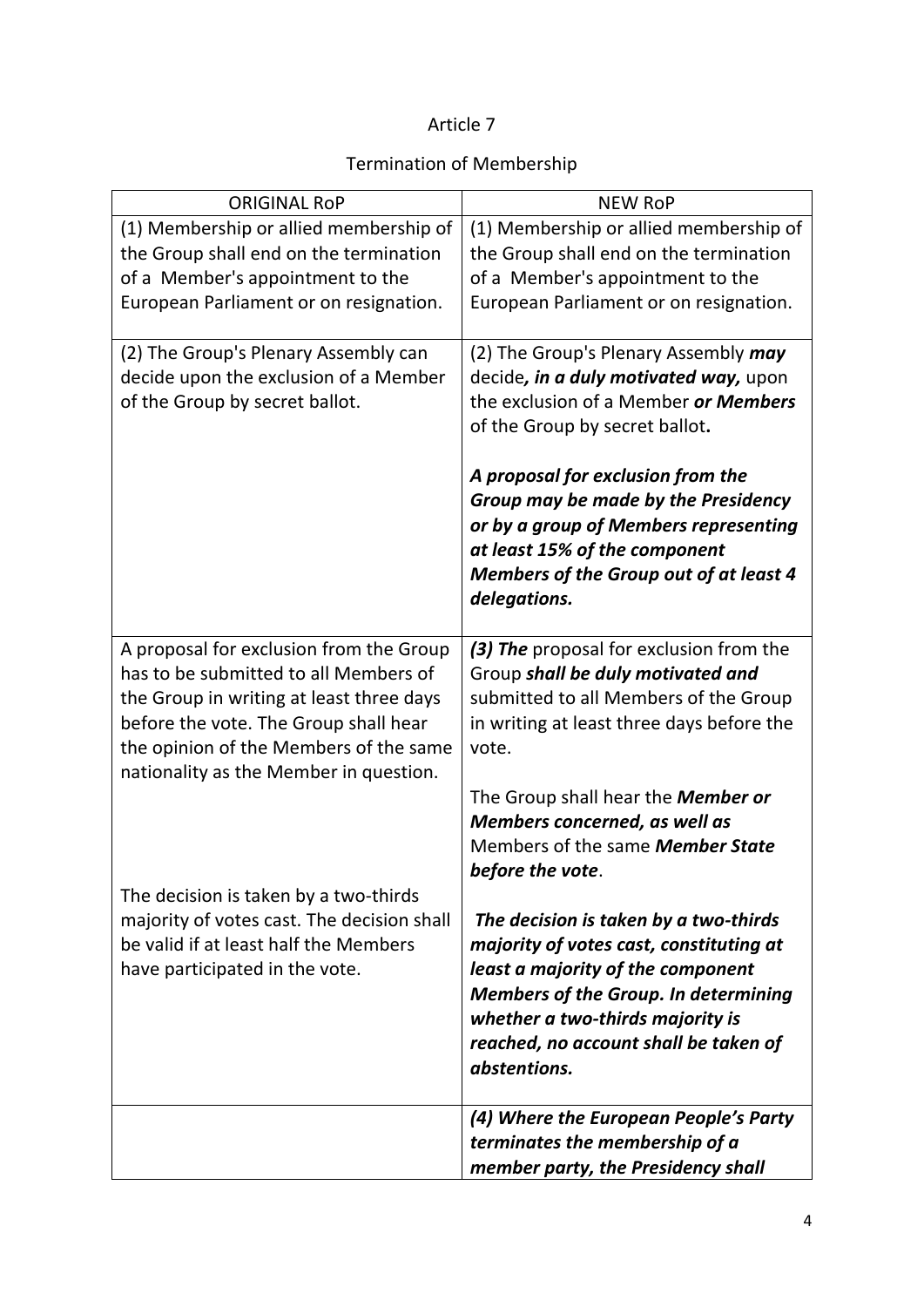Article 7

Termination of Membership

| ORIGINAL RoP | NEW RoP |
| --- | --- |
| (1) Membership or allied membership of the Group shall end on the termination of a Member's appointment to the European Parliament or on resignation. | (1) Membership or allied membership of the Group shall end on the termination of a Member's appointment to the European Parliament or on resignation. |
| (2) The Group's Plenary Assembly can decide upon the exclusion of a Member of the Group by secret ballot. | (2) The Group's Plenary Assembly ***may*** decide***, in a duly motivated way,*** upon the exclusion of a Member ***or Members*** of the Group by secret ballot**.**<br><br>***A proposal for exclusion from the Group may be made by the Presidency or by a group of Members representing at least 15% of the component Members of the Group out of at least 4 delegations.*** |
| A proposal for exclusion from the Group has to be submitted to all Members of the Group in writing at least three days before the vote. The Group shall hear the opinion of the Members of the same nationality as the Member in question.<br><br>The decision is taken by a two-thirds majority of votes cast. The decision shall be valid if at least half the Members have participated in the vote. | ***(3) The*** proposal for exclusion from the Group ***shall be duly motivated and*** submitted to all Members of the Group in writing at least three days before the vote.<br><br>The Group shall hear the ***Member or Members concerned, as well as*** Members of the same ***Member State before the vote***.<br><br>***The decision is taken by a two-thirds majority of votes cast, constituting at least a majority of the component Members of the Group. In determining whether a two-thirds majority is reached, no account shall be taken of abstentions.*** |
| | ***(4) Where the European People's Party terminates the membership of a member party, the Presidency shall*** |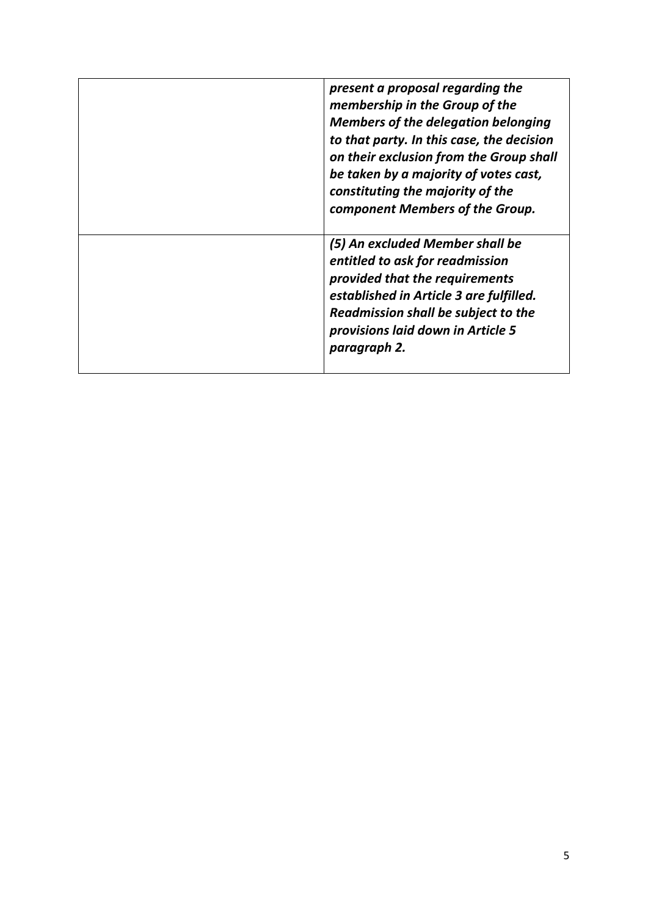| | |
|---|---|
| | ***present a proposal regarding the membership in the Group of the Members of the delegation belonging to that party. In this case, the decision on their exclusion from the Group shall be taken by a majority of votes cast, constituting the majority of the component Members of the Group.*** |
| | ***(5) An excluded Member shall be entitled to ask for readmission provided that the requirements established in Article 3 are fulfilled. Readmission shall be subject to the provisions laid down in Article 5 paragraph 2.*** |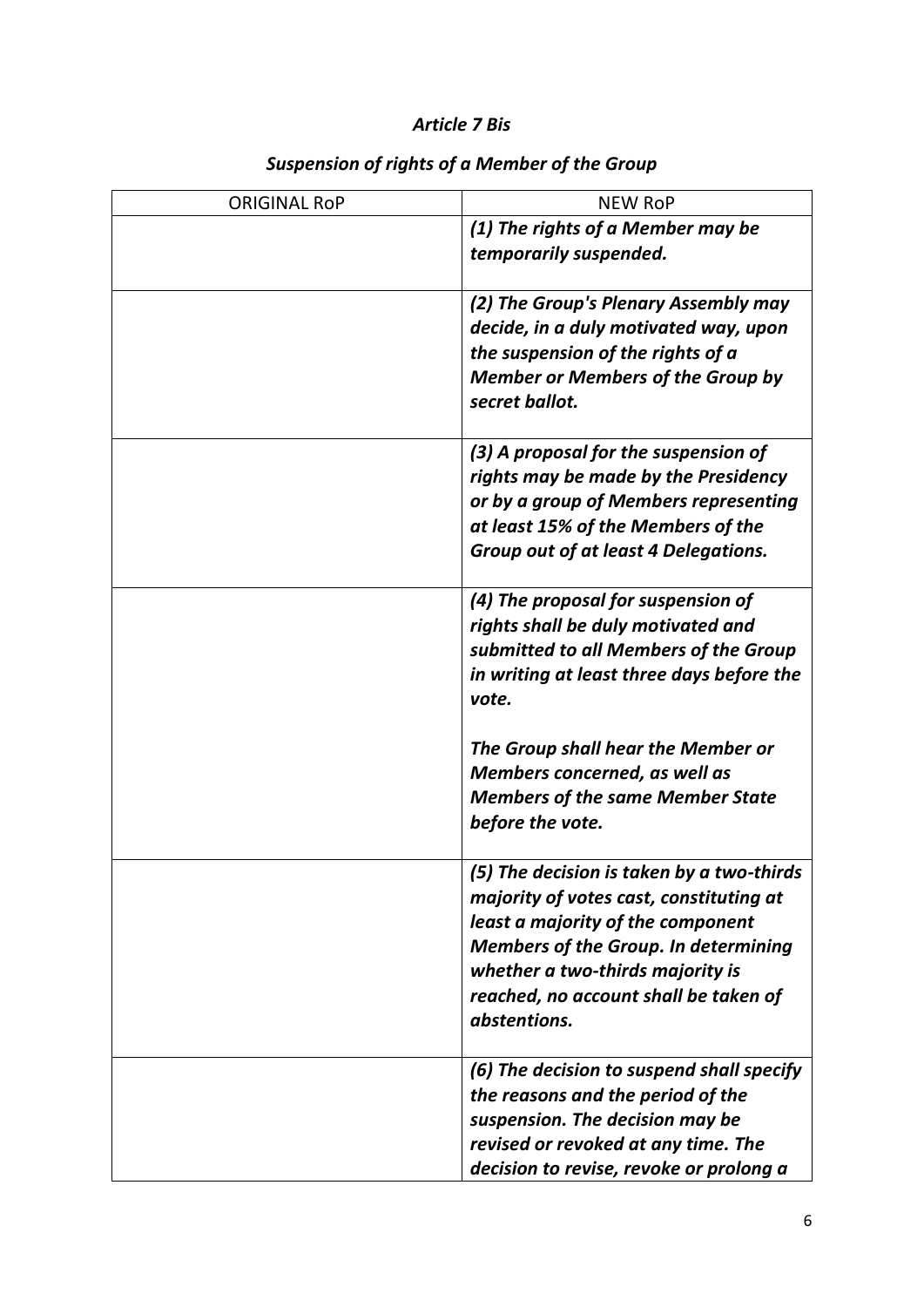### *Article 7 Bis*

### *Suspension of rights of a Member of the Group*

| ORIGINAL RoP | NEW RoP |
|---|---|
| | ***(1) The rights of a Member may be temporarily suspended.*** |
| | ***(2) The Group's Plenary Assembly may decide, in a duly motivated way, upon the suspension of the rights of a Member or Members of the Group by secret ballot.*** |
| | ***(3) A proposal for the suspension of rights may be made by the Presidency or by a group of Members representing at least 15% of the Members of the Group out of at least 4 Delegations.*** |
| | ***(4) The proposal for suspension of rights shall be duly motivated and submitted to all Members of the Group in writing at least three days before the vote.*** <br><br> ***The Group shall hear the Member or Members concerned, as well as Members of the same Member State before the vote.*** |
| | ***(5) The decision is taken by a two-thirds majority of votes cast, constituting at least a majority of the component Members of the Group. In determining whether a two-thirds majority is reached, no account shall be taken of abstentions.*** |
| | ***(6) The decision to suspend shall specify the reasons and the period of the suspension. The decision may be revised or revoked at any time. The decision to revise, revoke or prolong a*** |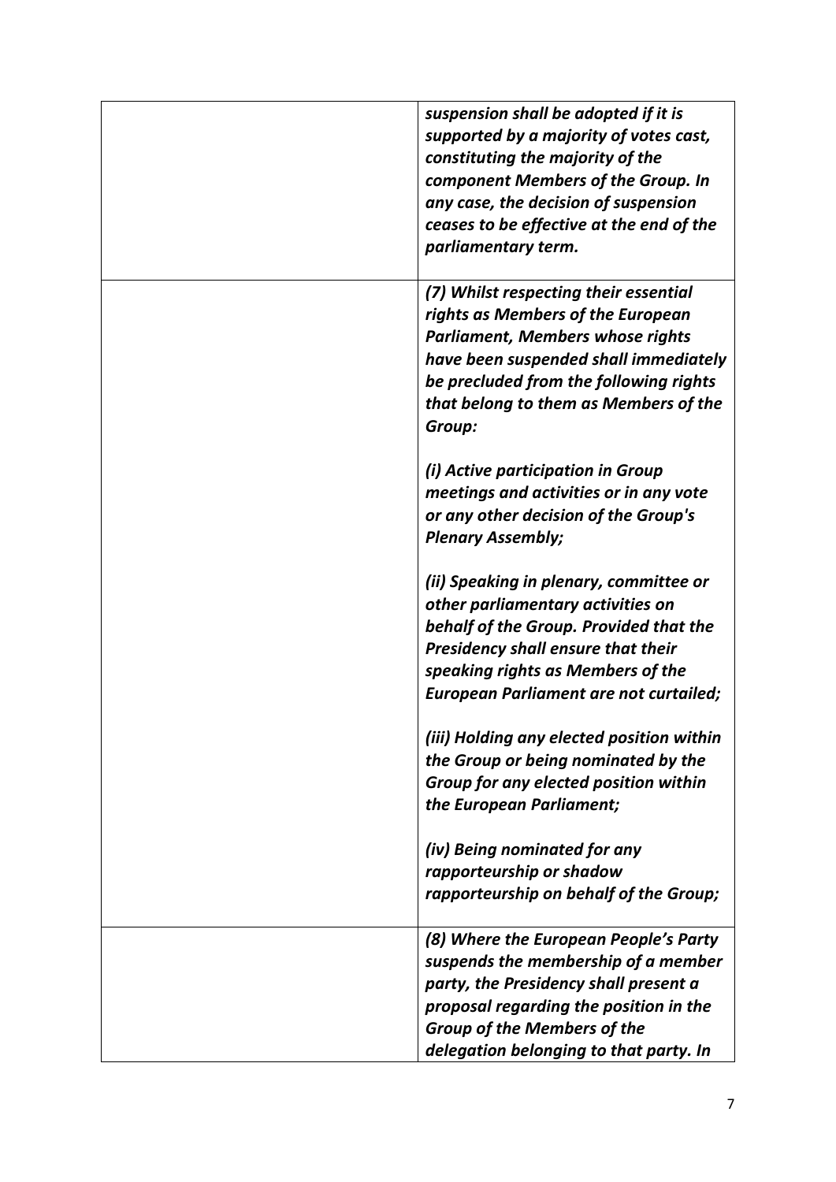| | |
|---|---|
| | ***suspension shall be adopted if it is supported by a majority of votes cast, constituting the majority of the component Members of the Group. In any case, the decision of suspension ceases to be effective at the end of the parliamentary term.*** |
| | ***(7) Whilst respecting their essential rights as Members of the European Parliament, Members whose rights have been suspended shall immediately be precluded from the following rights that belong to them as Members of the Group:***<br><br>***(i) Active participation in Group meetings and activities or in any vote or any other decision of the Group's Plenary Assembly;***<br><br>***(ii) Speaking in plenary, committee or other parliamentary activities on behalf of the Group. Provided that the Presidency shall ensure that their speaking rights as Members of the European Parliament are not curtailed;***<br><br>***(iii) Holding any elected position within the Group or being nominated by the Group for any elected position within the European Parliament;***<br><br>***(iv) Being nominated for any rapporteurship or shadow rapporteurship on behalf of the Group;*** |
| | ***(8) Where the European People's Party suspends the membership of a member party, the Presidency shall present a proposal regarding the position in the Group of the Members of the delegation belonging to that party. In*** |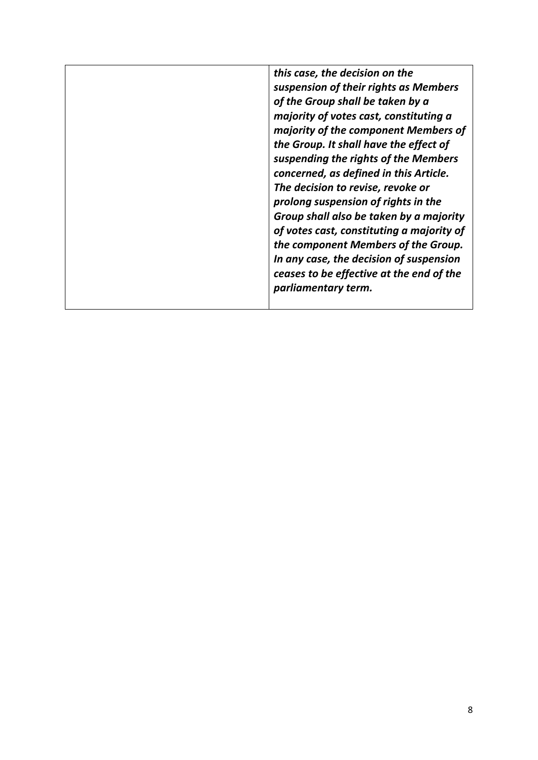| | |
|---|---|
| | ***this case, the decision on the suspension of their rights as Members of the Group shall be taken by a majority of votes cast, constituting a majority of the component Members of the Group. It shall have the effect of suspending the rights of the Members concerned, as defined in this Article. The decision to revise, revoke or prolong suspension of rights in the Group shall also be taken by a majority of votes cast, constituting a majority of the component Members of the Group. In any case, the decision of suspension ceases to be effective at the end of the parliamentary term.*** |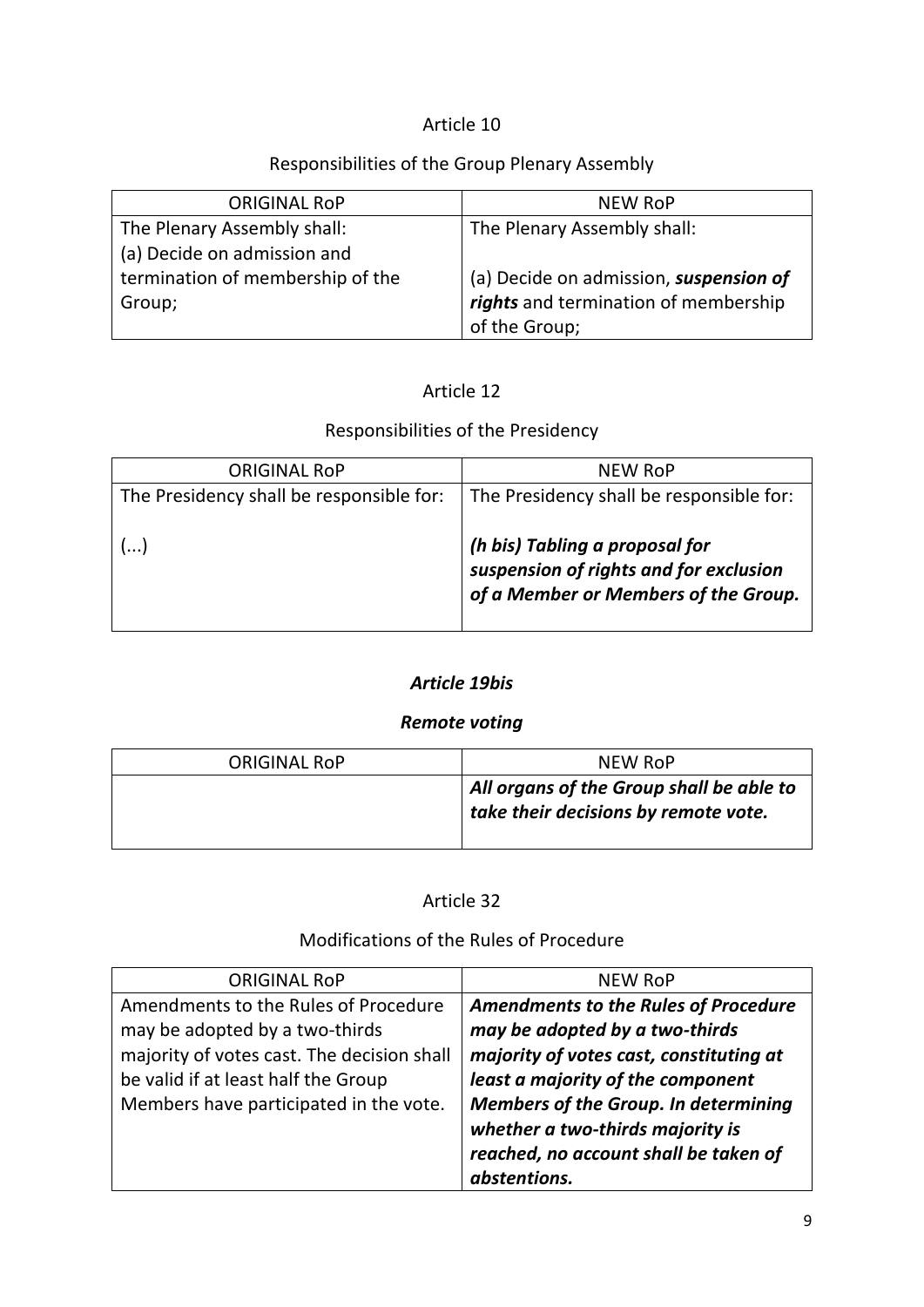Article 10

Responsibilities of the Group Plenary Assembly

| ORIGINAL RoP | NEW RoP |
| --- | --- |
| The Plenary Assembly shall:<br>(a) Decide on admission and termination of membership of the Group; | The Plenary Assembly shall:<br><br>(a) Decide on admission, ***suspension of rights*** and termination of membership of the Group; |

Article 12

Responsibilities of the Presidency

| ORIGINAL RoP | NEW RoP |
| --- | --- |
| The Presidency shall be responsible for:<br><br>(...) | The Presidency shall be responsible for:<br><br>***(h bis) Tabling a proposal for suspension of rights and for exclusion of a Member or Members of the Group.*** |

***Article 19bis***

***Remote voting***

| ORIGINAL RoP | NEW RoP |
| --- | --- |
| | ***All organs of the Group shall be able to take their decisions by remote vote.*** |

Article 32

Modifications of the Rules of Procedure

| ORIGINAL RoP | NEW RoP |
| --- | --- |
| Amendments to the Rules of Procedure may be adopted by a two-thirds majority of votes cast. The decision shall be valid if at least half the Group Members have participated in the vote. | ***Amendments to the Rules of Procedure may be adopted by a two-thirds majority of votes cast, constituting at least a majority of the component Members of the Group. In determining whether a two-thirds majority is reached, no account shall be taken of abstentions.*** |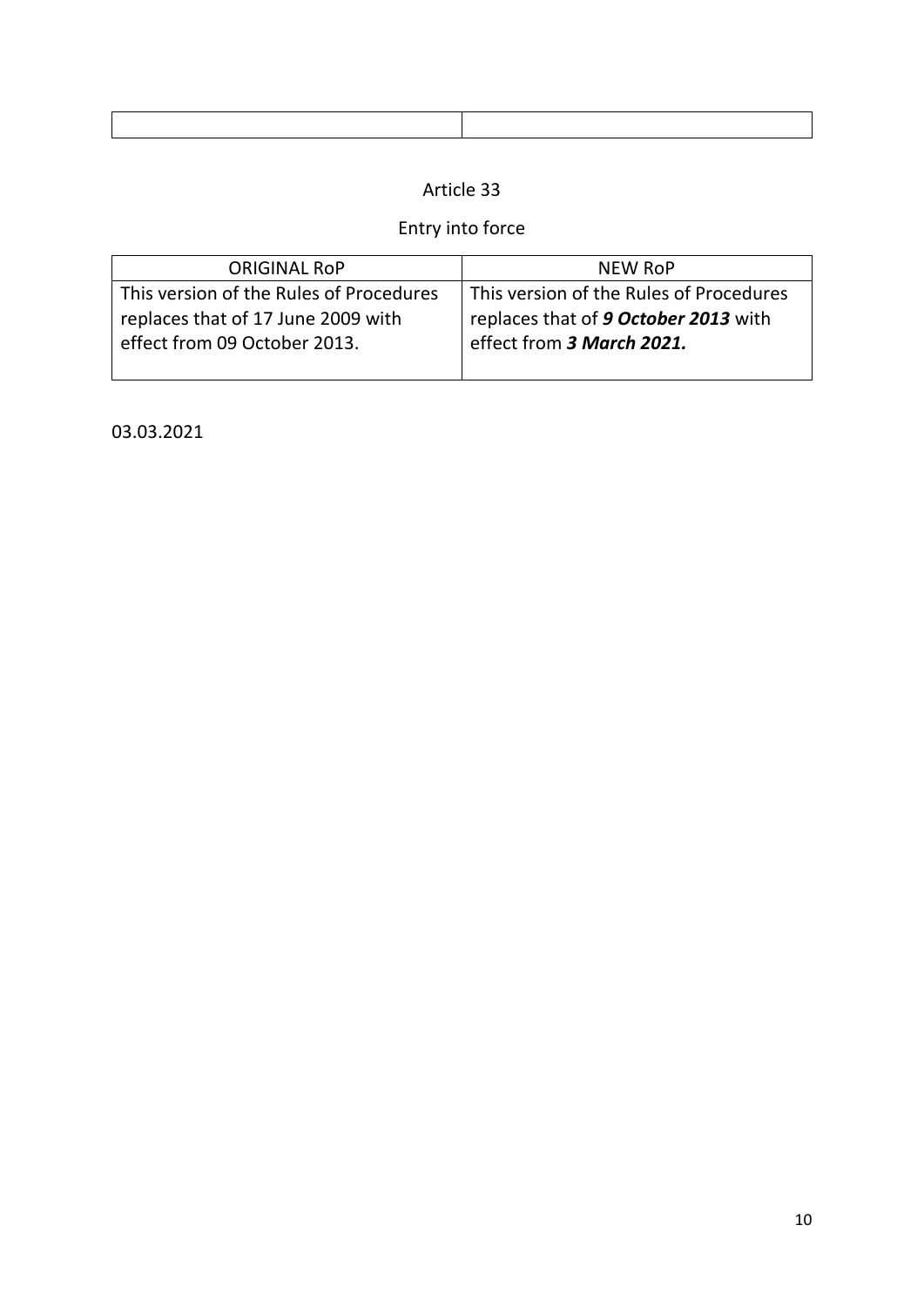| | |
|---|---|
| | |

Article 33

Entry into force

| ORIGINAL RoP | NEW RoP |
|---|---|
| This version of the Rules of Procedures replaces that of 17 June 2009 with effect from 09 October 2013. | This version of the Rules of Procedures replaces that of ***9 October 2013*** with effect from ***3 March 2021.*** |

03.03.2021